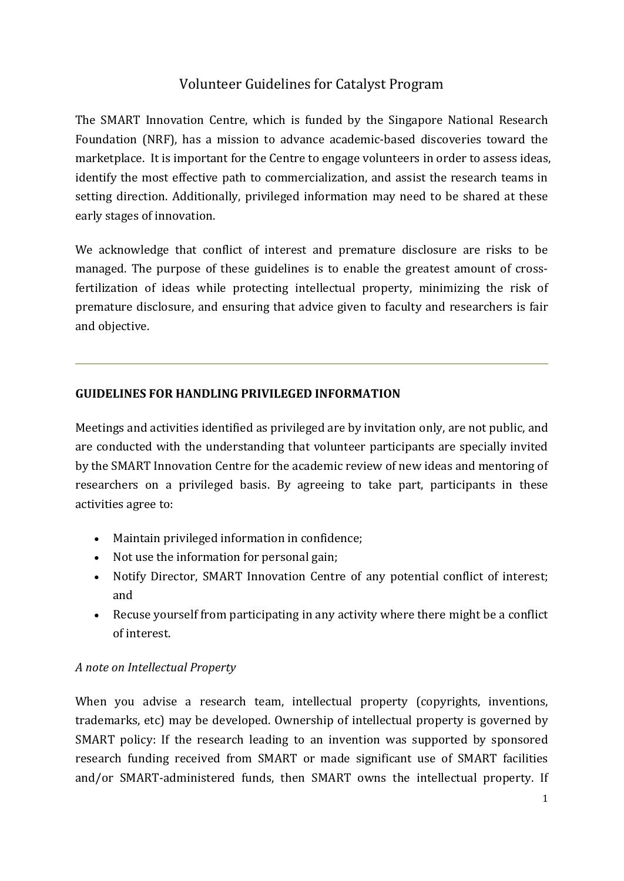# Volunteer Guidelines for Catalyst Program

The SMART Innovation Centre, which is funded by the Singapore National Research Foundation (NRF), has a mission to advance academic-based discoveries toward the marketplace. It is important for the Centre to engage volunteers in order to assess ideas, identify the most effective path to commercialization, and assist the research teams in setting direction. Additionally, privileged information may need to be shared at these early stages of innovation.

We acknowledge that conflict of interest and premature disclosure are risks to be managed. The purpose of these guidelines is to enable the greatest amount of cross-fertilization of ideas while protecting intellectual property, minimizing the risk of premature disclosure, and ensuring that advice given to faculty and researchers is fair and objective.

---

## GUIDELINES FOR HANDLING PRIVILEGED INFORMATION

Meetings and activities identified as privileged are by invitation only, are not public, and are conducted with the understanding that volunteer participants are specially invited by the SMART Innovation Centre for the academic review of new ideas and mentoring of researchers on a privileged basis. By agreeing to take part, participants in these activities agree to:

- Maintain privileged information in confidence;
- Not use the information for personal gain;
- Notify Director, SMART Innovation Centre of any potential conflict of interest; and
- Recuse yourself from participating in any activity where there might be a conflict of interest.

*A note on Intellectual Property*

When you advise a research team, intellectual property (copyrights, inventions, trademarks, etc) may be developed. Ownership of intellectual property is governed by SMART policy: If the research leading to an invention was supported by sponsored research funding received from SMART or made significant use of SMART facilities and/or SMART-administered funds, then SMART owns the intellectual property. If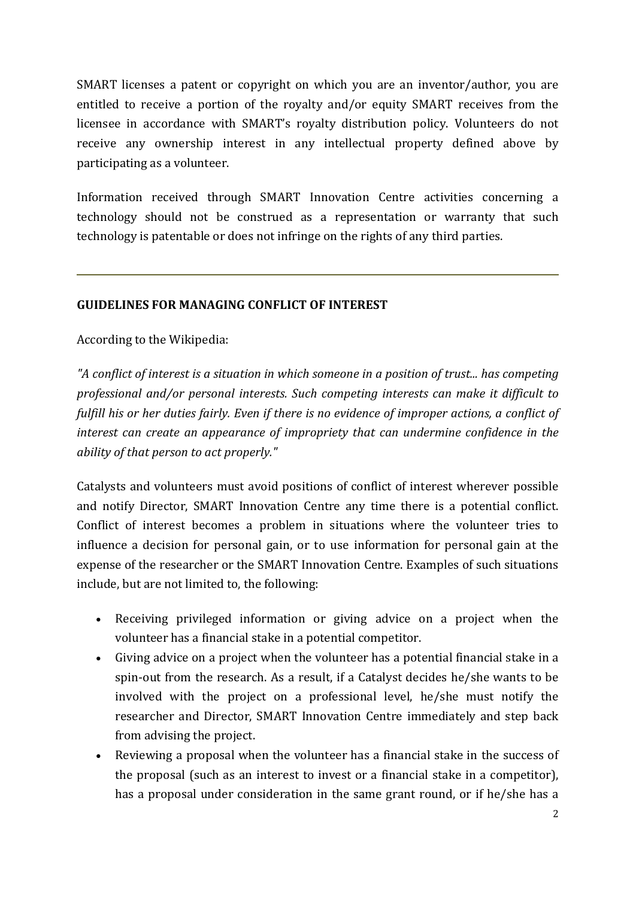SMART licenses a patent or copyright on which you are an inventor/author, you are entitled to receive a portion of the royalty and/or equity SMART receives from the licensee in accordance with SMART's royalty distribution policy. Volunteers do not receive any ownership interest in any intellectual property defined above by participating as a volunteer.

Information received through SMART Innovation Centre activities concerning a technology should not be construed as a representation or warranty that such technology is patentable or does not infringe on the rights of any third parties.

---

**GUIDELINES FOR MANAGING CONFLICT OF INTEREST**

According to the Wikipedia:

*"A conflict of interest is a situation in which someone in a position of trust... has competing professional and/or personal interests. Such competing interests can make it difficult to fulfill his or her duties fairly. Even if there is no evidence of improper actions, a conflict of interest can create an appearance of impropriety that can undermine confidence in the ability of that person to act properly."*

Catalysts and volunteers must avoid positions of conflict of interest wherever possible and notify Director, SMART Innovation Centre any time there is a potential conflict. Conflict of interest becomes a problem in situations where the volunteer tries to influence a decision for personal gain, or to use information for personal gain at the expense of the researcher or the SMART Innovation Centre. Examples of such situations include, but are not limited to, the following:

- Receiving privileged information or giving advice on a project when the volunteer has a financial stake in a potential competitor.
- Giving advice on a project when the volunteer has a potential financial stake in a spin-out from the research. As a result, if a Catalyst decides he/she wants to be involved with the project on a professional level, he/she must notify the researcher and Director, SMART Innovation Centre immediately and step back from advising the project.
- Reviewing a proposal when the volunteer has a financial stake in the success of the proposal (such as an interest to invest or a financial stake in a competitor), has a proposal under consideration in the same grant round, or if he/she has a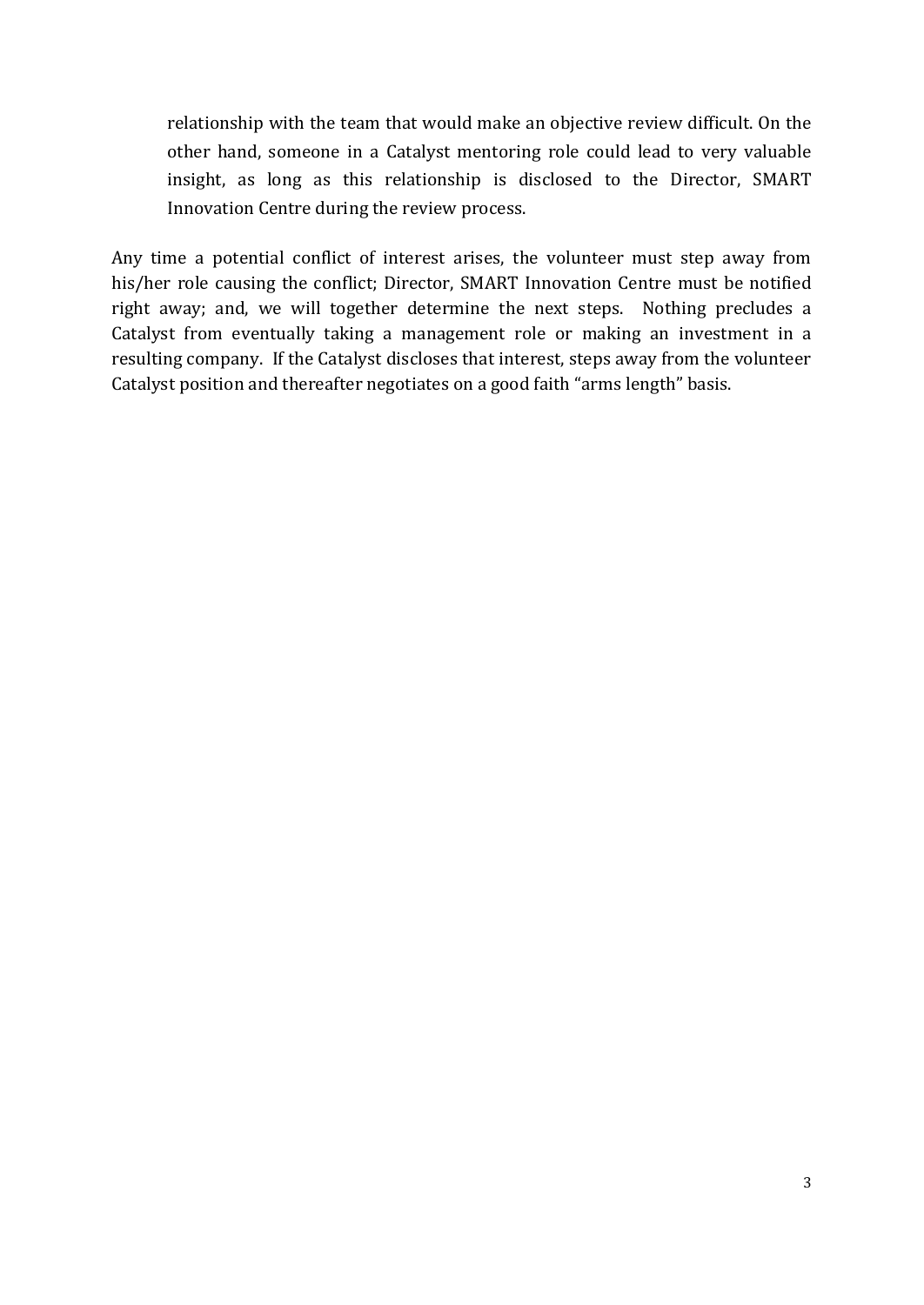relationship with the team that would make an objective review difficult. On the other hand, someone in a Catalyst mentoring role could lead to very valuable insight, as long as this relationship is disclosed to the Director, SMART Innovation Centre during the review process.

Any time a potential conflict of interest arises, the volunteer must step away from his/her role causing the conflict; Director, SMART Innovation Centre must be notified right away; and, we will together determine the next steps. Nothing precludes a Catalyst from eventually taking a management role or making an investment in a resulting company. If the Catalyst discloses that interest, steps away from the volunteer Catalyst position and thereafter negotiates on a good faith "arms length" basis.